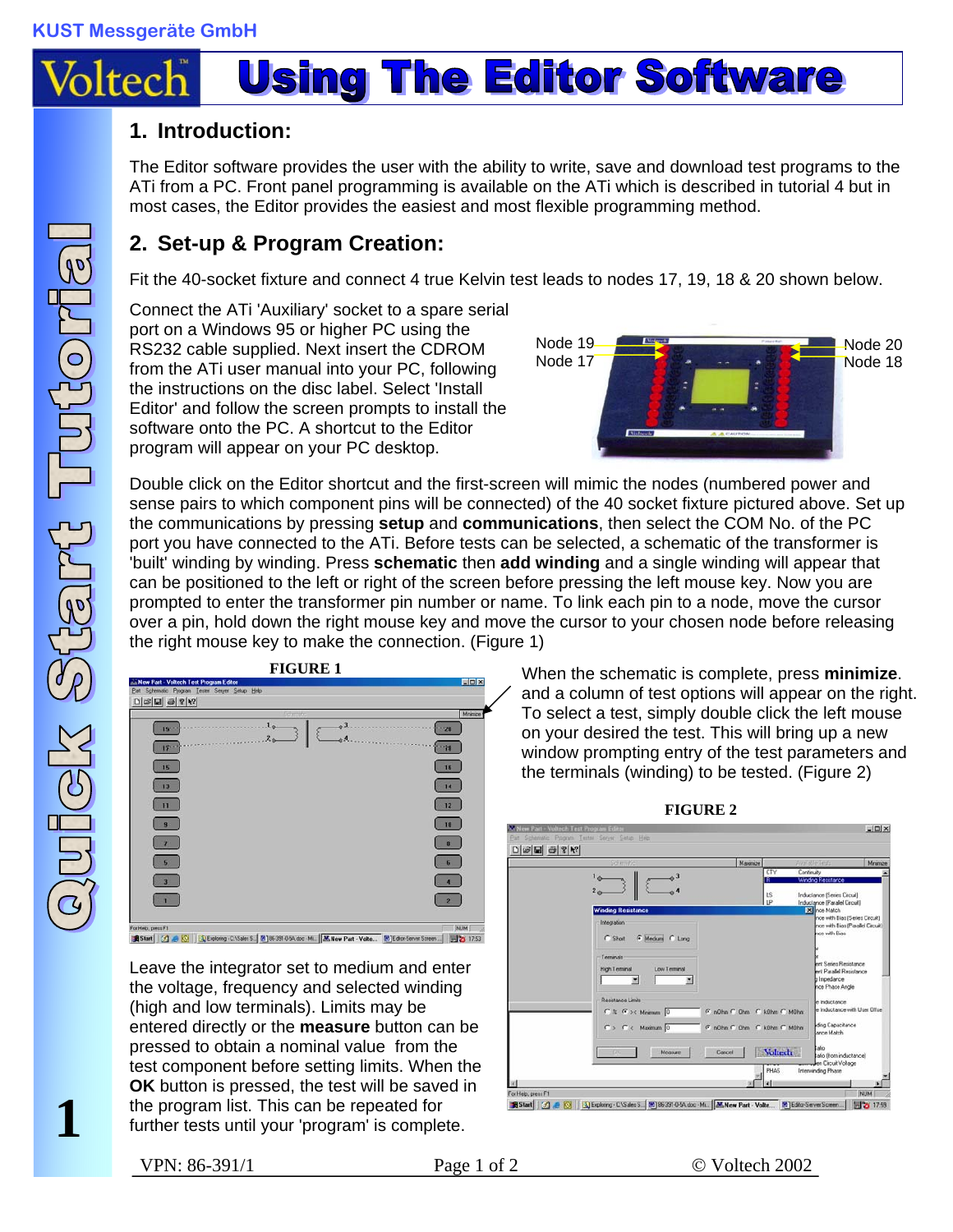KUST Messgeräte GmbH

Voltech

# Using The Editor Software

Quick Start Tutorial

1

## 1. Introduction:

The Editor software provides the user with the ability to write, save and download test programs to the ATi from a PC. Front panel programming is available on the ATi which is described in tutorial 4 but in most cases, the Editor provides the easiest and most flexible programming method.

## 2. Set-up & Program Creation:

Fit the 40-socket fixture and connect 4 true Kelvin test leads to nodes 17, 19, 18 & 20 shown below.

Connect the ATi 'Auxiliary' socket to a spare serial port on a Windows 95 or higher PC using the RS232 cable supplied. Next insert the CDROM from the ATi user manual into your PC, following the instructions on the disc label. Select 'Install Editor' and follow the screen prompts to install the software onto the PC. A shortcut to the Editor program will appear on your PC desktop.

Node 19
Node 17
Node 20
Node 18

Double click on the Editor shortcut and the first-screen will mimic the nodes (numbered power and sense pairs to which component pins will be connected) of the 40 socket fixture pictured above. Set up the communications by pressing **setup** and **communications**, then select the COM No. of the PC port you have connected to the ATi. Before tests can be selected, a schematic of the transformer is 'built' winding by winding. Press **schematic** then **add winding** and a single winding will appear that can be positioned to the left or right of the screen before pressing the left mouse key. Now you are prompted to enter the transformer pin number or name. To link each pin to a node, move the cursor over a pin, hold down the right mouse key and move the cursor to your chosen node before releasing the right mouse key to make the connection. (Figure 1)

**FIGURE 1**

When the schematic is complete, press **minimize**. and a column of test options will appear on the right. To select a test, simply double click the left mouse on your desired the test. This will bring up a new window prompting entry of the test parameters and the terminals (winding) to be tested. (Figure 2)

**FIGURE 2**

Leave the integrator set to medium and enter the voltage, frequency and selected winding (high and low terminals). Limits may be entered directly or the **measure** button can be pressed to obtain a nominal value from the test component before setting limits. When the **OK** button is pressed, the test will be saved in the program list. This can be repeated for further tests until your 'program' is complete.

VPN: 86-391/1 © Voltech 2002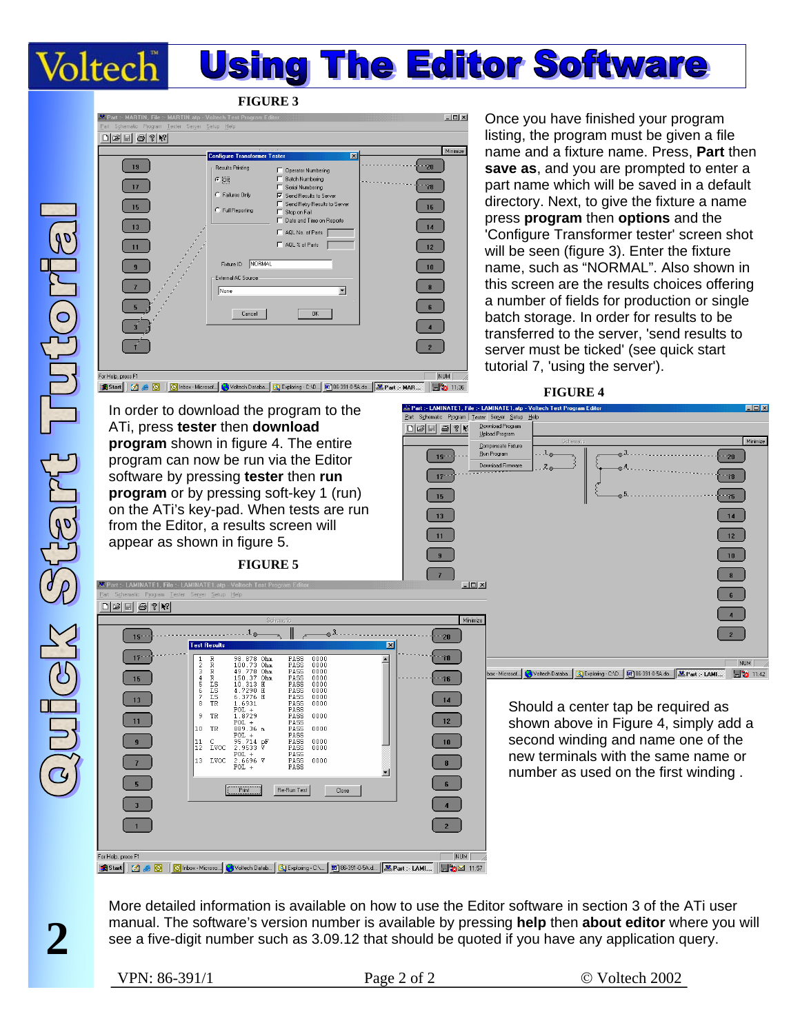# Using The Editor Software

FIGURE 3

Once you have finished your program listing, the program must be given a file name and a fixture name. Press, **Part** then **save as**, and you are prompted to enter a part name which will be saved in a default directory. Next, to give the fixture a name press **program** then **options** and the 'Configure Transformer tester' screen shot will be seen (figure 3). Enter the fixture name, such as "NORMAL". Also shown in this screen are the results choices offering a number of fields for production or single batch storage. In order for results to be transferred to the server, 'send results to server must be ticked' (see quick start tutorial 7, 'using the server').

FIGURE 4

In order to download the program to the ATi, press **tester** then **download program** shown in figure 4. The entire program can now be run via the Editor software by pressing **tester** then **run program** or by pressing soft-key 1 (run) on the ATi's key-pad. When tests are run from the Editor, a results screen will appear as shown in figure 5.

FIGURE 5

Should a center tap be required as shown above in Figure 4, simply add a second winding and name one of the new terminals with the same name or number as used on the first winding .

More detailed information is available on how to use the Editor software in section 3 of the ATi user manual. The software's version number is available by pressing **help** then **about editor** where you will see a five-digit number such as 3.09.12 that should be quoted if you have any application query.

VPN: 86-391/1 © Voltech 2002